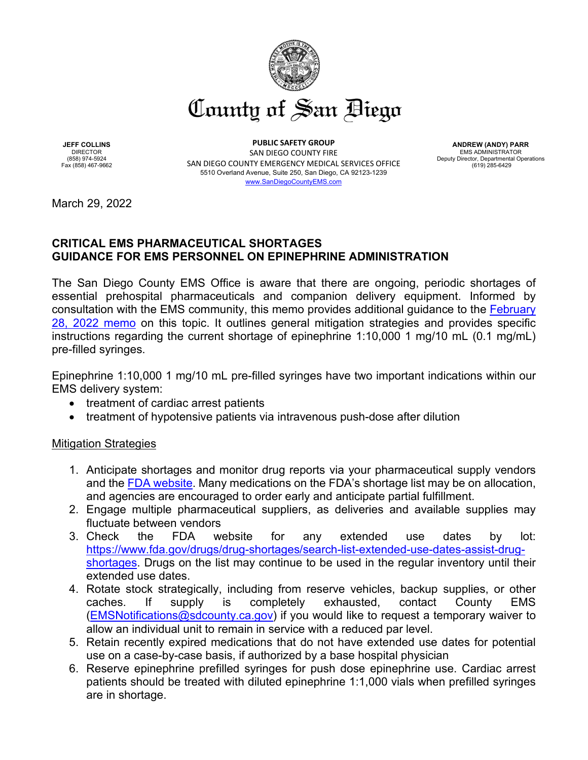# County of San Diego

**JEFF COLLINS**
DIRECTOR
(858) 974-5924
Fax (858) 467-9662

**PUBLIC SAFETY GROUP**
SAN DIEGO COUNTY FIRE
SAN DIEGO COUNTY EMERGENCY MEDICAL SERVICES OFFICE
5510 Overland Avenue, Suite 250, San Diego, CA 92123-1239
www.SanDiegoCountyEMS.com

**ANDREW (ANDY) PARR**
EMS ADMINISTRATOR
Deputy Director, Departmental Operations
(619) 285-6429

March 29, 2022

## CRITICAL EMS PHARMACEUTICAL SHORTAGES
## GUIDANCE FOR EMS PERSONNEL ON EPINEPHRINE ADMINISTRATION

The San Diego County EMS Office is aware that there are ongoing, periodic shortages of essential prehospital pharmaceuticals and companion delivery equipment. Informed by consultation with the EMS community, this memo provides additional guidance to the February 28, 2022 memo on this topic. It outlines general mitigation strategies and provides specific instructions regarding the current shortage of epinephrine 1:10,000 1 mg/10 mL (0.1 mg/mL) pre-filled syringes.

Epinephrine 1:10,000 1 mg/10 mL pre-filled syringes have two important indications within our EMS delivery system:

- treatment of cardiac arrest patients
- treatment of hypotensive patients via intravenous push-dose after dilution

### Mitigation Strategies

1. Anticipate shortages and monitor drug reports via your pharmaceutical supply vendors and the FDA website. Many medications on the FDA's shortage list may be on allocation, and agencies are encouraged to order early and anticipate partial fulfillment.
2. Engage multiple pharmaceutical suppliers, as deliveries and available supplies may fluctuate between vendors
3. Check the FDA website for any extended use dates by lot: https://www.fda.gov/drugs/drug-shortages/search-list-extended-use-dates-assist-drug-shortages. Drugs on the list may continue to be used in the regular inventory until their extended use dates.
4. Rotate stock strategically, including from reserve vehicles, backup supplies, or other caches. If supply is completely exhausted, contact County EMS (EMSNotifications@sdcounty.ca.gov) if you would like to request a temporary waiver to allow an individual unit to remain in service with a reduced par level.
5. Retain recently expired medications that do not have extended use dates for potential use on a case-by-case basis, if authorized by a base hospital physician
6. Reserve epinephrine prefilled syringes for push dose epinephrine use. Cardiac arrest patients should be treated with diluted epinephrine 1:1,000 vials when prefilled syringes are in shortage.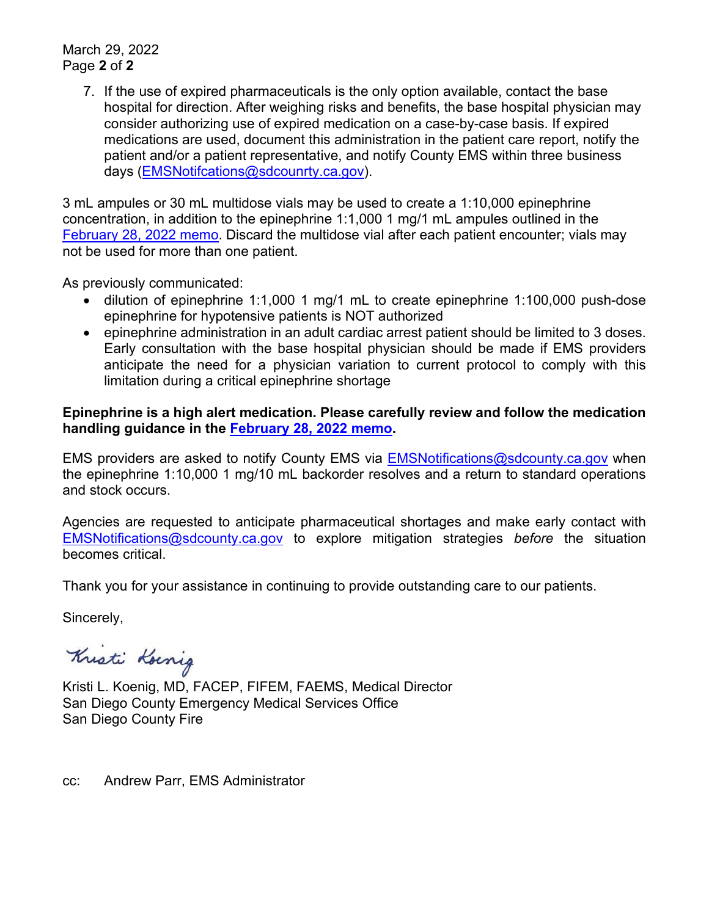7. If the use of expired pharmaceuticals is the only option available, contact the base hospital for direction. After weighing risks and benefits, the base hospital physician may consider authorizing use of expired medication on a case-by-case basis. If expired medications are used, document this administration in the patient care report, notify the patient and/or a patient representative, and notify County EMS within three business days (EMSNotifcations@sdcounrty.ca.gov).

3 mL ampules or 30 mL multidose vials may be used to create a 1:10,000 epinephrine concentration, in addition to the epinephrine 1:1,000 1 mg/1 mL ampules outlined in the February 28, 2022 memo. Discard the multidose vial after each patient encounter; vials may not be used for more than one patient.

As previously communicated:

- dilution of epinephrine 1:1,000 1 mg/1 mL to create epinephrine 1:100,000 push-dose epinephrine for hypotensive patients is NOT authorized
- epinephrine administration in an adult cardiac arrest patient should be limited to 3 doses. Early consultation with the base hospital physician should be made if EMS providers anticipate the need for a physician variation to current protocol to comply with this limitation during a critical epinephrine shortage

**Epinephrine is a high alert medication. Please carefully review and follow the medication handling guidance in the February 28, 2022 memo.**

EMS providers are asked to notify County EMS via EMSNotifications@sdcounty.ca.gov when the epinephrine 1:10,000 1 mg/10 mL backorder resolves and a return to standard operations and stock occurs.

Agencies are requested to anticipate pharmaceutical shortages and make early contact with EMSNotifications@sdcounty.ca.gov to explore mitigation strategies *before* the situation becomes critical.

Thank you for your assistance in continuing to provide outstanding care to our patients.

Sincerely,

Kristi Koenig

Kristi L. Koenig, MD, FACEP, FIFEM, FAEMS, Medical Director
San Diego County Emergency Medical Services Office
San Diego County Fire

cc: Andrew Parr, EMS Administrator